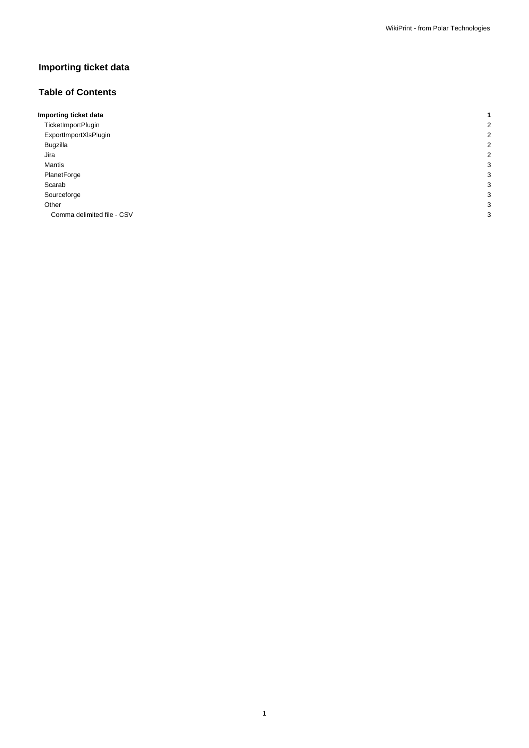# Importing ticket data

## Table of Contents

| Importing ticket data | 1 |
|---|---|
| TicketImportPlugin | 2 |
| ExportImportXlsPlugin | 2 |
| Bugzilla | 2 |
| Jira | 2 |
| Mantis | 3 |
| PlanetForge | 3 |
| Scarab | 3 |
| Sourceforge | 3 |
| Other | 3 |
| Comma delimited file - CSV | 3 |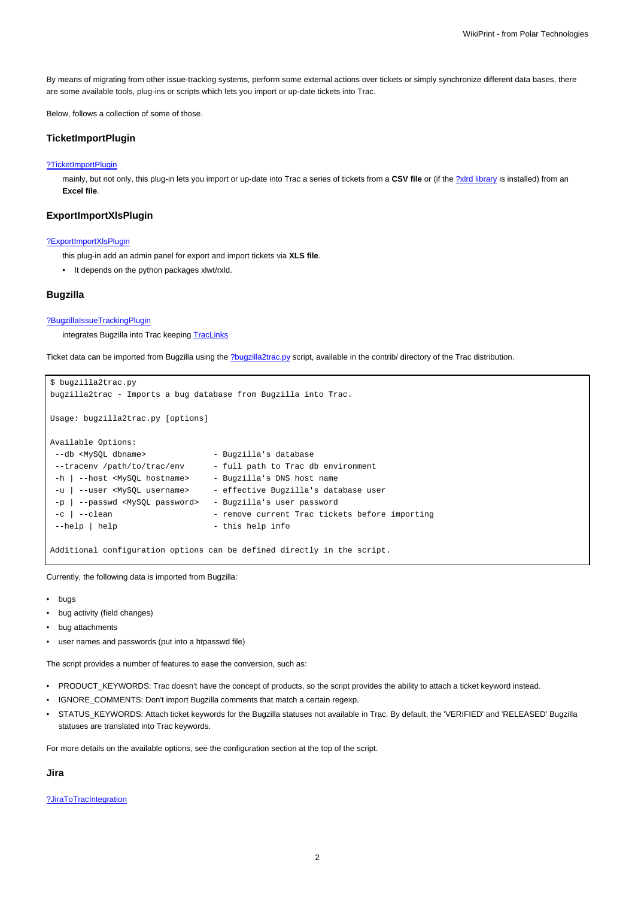By means of migrating from other issue-tracking systems, perform some external actions over tickets or simply synchronize different data bases, there are some available tools, plug-ins or scripts which lets you import or up-date tickets into Trac.

Below, follows a collection of some of those.

### TicketImportPlugin

?TicketImportPlugin

mainly, but not only, this plug-in lets you import or up-date into Trac a series of tickets from a **CSV file** or (if the ?xlrd library is installed) from an **Excel file**.

### ExportImportXlsPlugin

?ExportImportXlsPlugin

this plug-in add an admin panel for export and import tickets via **XLS file**.

- It depends on the python packages xlwt/rxld.

### Bugzilla

?BugzillaIssueTrackingPlugin

integrates Bugzilla into Trac keeping TracLinks

Ticket data can be imported from Bugzilla using the ?bugzilla2trac.py script, available in the contrib/ directory of the Trac distribution.

```
$ bugzilla2trac.py
bugzilla2trac - Imports a bug database from Bugzilla into Trac.

Usage: bugzilla2trac.py [options]

Available Options:
 --db <MySQL dbname>              - Bugzilla's database
 --tracenv /path/to/trac/env      - full path to Trac db environment
 -h | --host <MySQL hostname>     - Bugzilla's DNS host name
 -u | --user <MySQL username>     - effective Bugzilla's database user
 -p | --passwd <MySQL password>   - Bugzilla's user password
 -c | --clean                     - remove current Trac tickets before importing
 --help | help                    - this help info

Additional configuration options can be defined directly in the script.
```

Currently, the following data is imported from Bugzilla:

- bugs
- bug activity (field changes)
- bug attachments
- user names and passwords (put into a htpasswd file)

The script provides a number of features to ease the conversion, such as:

- PRODUCT_KEYWORDS: Trac doesn't have the concept of products, so the script provides the ability to attach a ticket keyword instead.
- IGNORE_COMMENTS: Don't import Bugzilla comments that match a certain regexp.
- STATUS_KEYWORDS: Attach ticket keywords for the Bugzilla statuses not available in Trac. By default, the 'VERIFIED' and 'RELEASED' Bugzilla statuses are translated into Trac keywords.

For more details on the available options, see the configuration section at the top of the script.

### Jira

?JiraToTracIntegration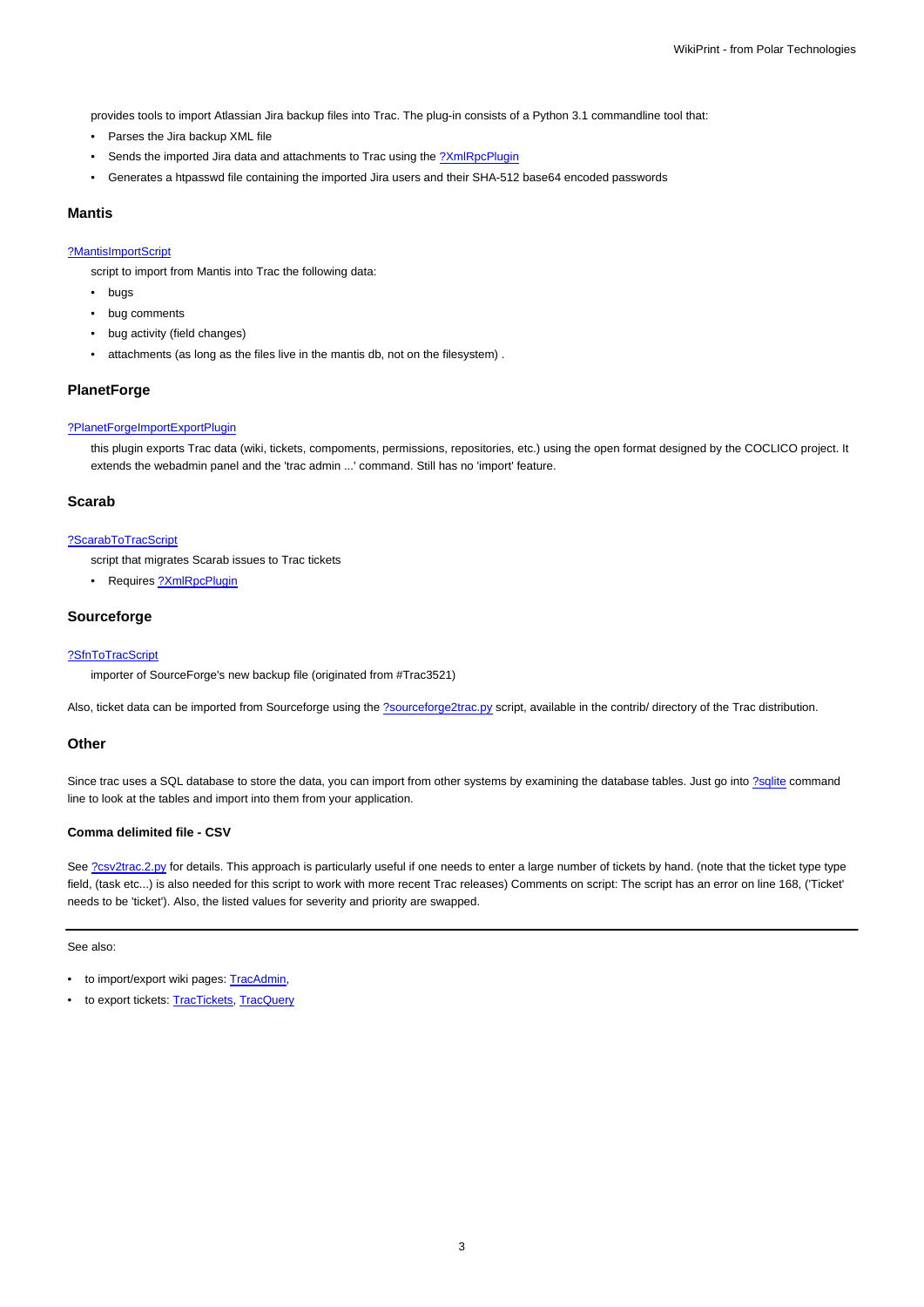provides tools to import Atlassian Jira backup files into Trac. The plug-in consists of a Python 3.1 commandline tool that:

- Parses the Jira backup XML file
- Sends the imported Jira data and attachments to Trac using the ?XmlRpcPlugin
- Generates a htpasswd file containing the imported Jira users and their SHA-512 base64 encoded passwords

### Mantis

?MantisImportScript

script to import from Mantis into Trac the following data:

- bugs
- bug comments
- bug activity (field changes)
- attachments (as long as the files live in the mantis db, not on the filesystem) .

### PlanetForge

?PlanetForgeImportExportPlugin

this plugin exports Trac data (wiki, tickets, compoments, permissions, repositories, etc.) using the open format designed by the COCLICO project. It extends the webadmin panel and the 'trac admin ...' command. Still has no 'import' feature.

### Scarab

?ScarabToTracScript

script that migrates Scarab issues to Trac tickets

- Requires ?XmlRpcPlugin

### Sourceforge

?SfnToTracScript

importer of SourceForge's new backup file (originated from #Trac3521)

Also, ticket data can be imported from Sourceforge using the ?sourceforge2trac.py script, available in the contrib/ directory of the Trac distribution.

### Other

Since trac uses a SQL database to store the data, you can import from other systems by examining the database tables. Just go into ?sqlite command line to look at the tables and import into them from your application.

#### Comma delimited file - CSV

See ?csv2trac.2.py for details. This approach is particularly useful if one needs to enter a large number of tickets by hand. (note that the ticket type type field, (task etc...) is also needed for this script to work with more recent Trac releases) Comments on script: The script has an error on line 168, ('Ticket' needs to be 'ticket'). Also, the listed values for severity and priority are swapped.

---

See also:

- to import/export wiki pages: TracAdmin,
- to export tickets: TracTickets, TracQuery